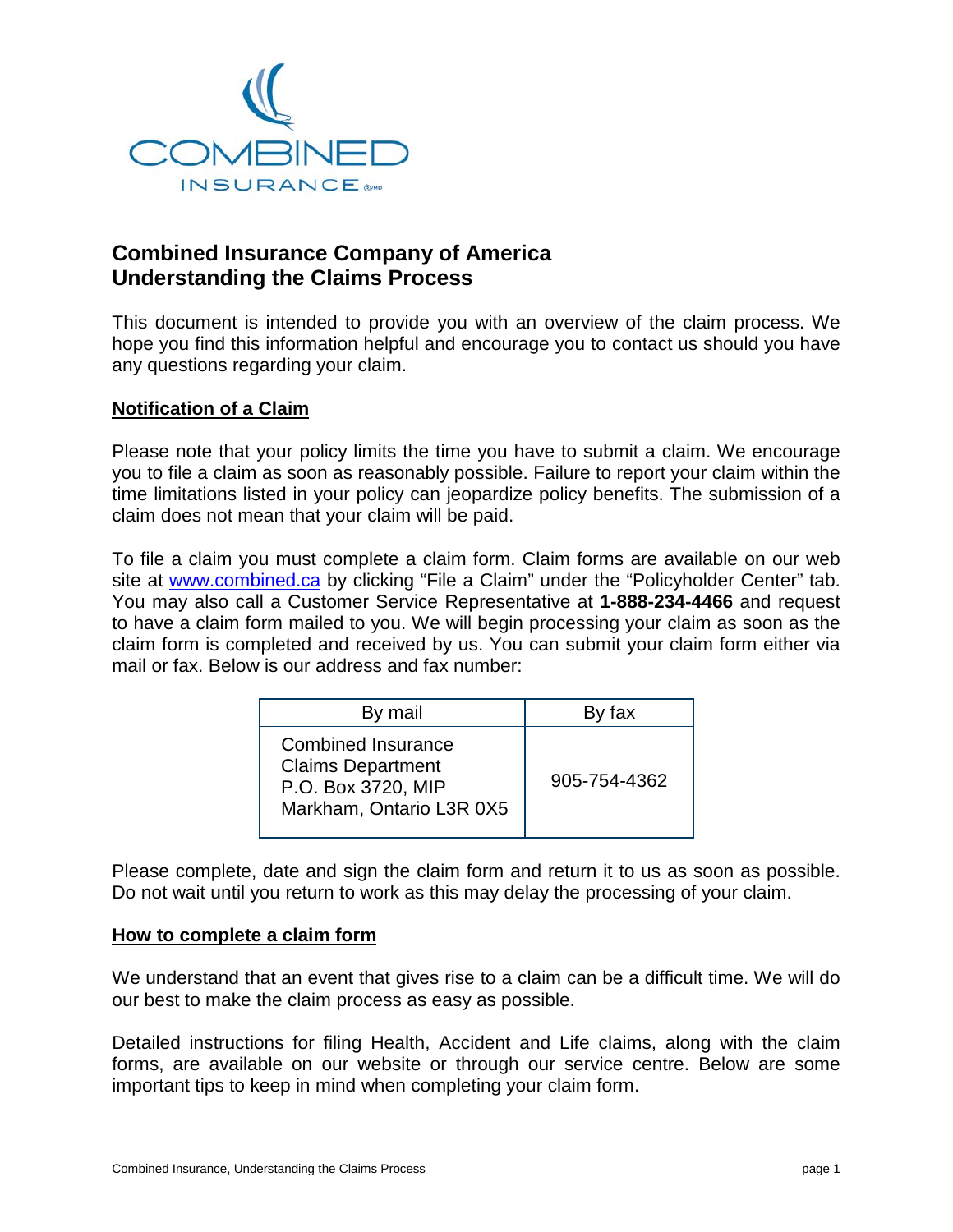# Combined Insurance Company of America
# Understanding the Claims Process

This document is intended to provide you with an overview of the claim process. We hope you find this information helpful and encourage you to contact us should you have any questions regarding your claim.

## Notification of a Claim

Please note that your policy limits the time you have to submit a claim. We encourage you to file a claim as soon as reasonably possible. Failure to report your claim within the time limitations listed in your policy can jeopardize policy benefits. The submission of a claim does not mean that your claim will be paid.

To file a claim you must complete a claim form. Claim forms are available on our web site at [www.combined.ca](http://www.combined.ca) by clicking "File a Claim" under the "Policyholder Center" tab. You may also call a Customer Service Representative at **1-888-234-4466** and request to have a claim form mailed to you. We will begin processing your claim as soon as the claim form is completed and received by us. You can submit your claim form either via mail or fax. Below is our address and fax number:

| By mail | By fax |
|---|---|
| Combined Insurance<br>Claims Department<br>P.O. Box 3720, MIP<br>Markham, Ontario L3R 0X5 | 905-754-4362 |

Please complete, date and sign the claim form and return it to us as soon as possible. Do not wait until you return to work as this may delay the processing of your claim.

## How to complete a claim form

We understand that an event that gives rise to a claim can be a difficult time. We will do our best to make the claim process as easy as possible.

Detailed instructions for filing Health, Accident and Life claims, along with the claim forms, are available on our website or through our service centre. Below are some important tips to keep in mind when completing your claim form.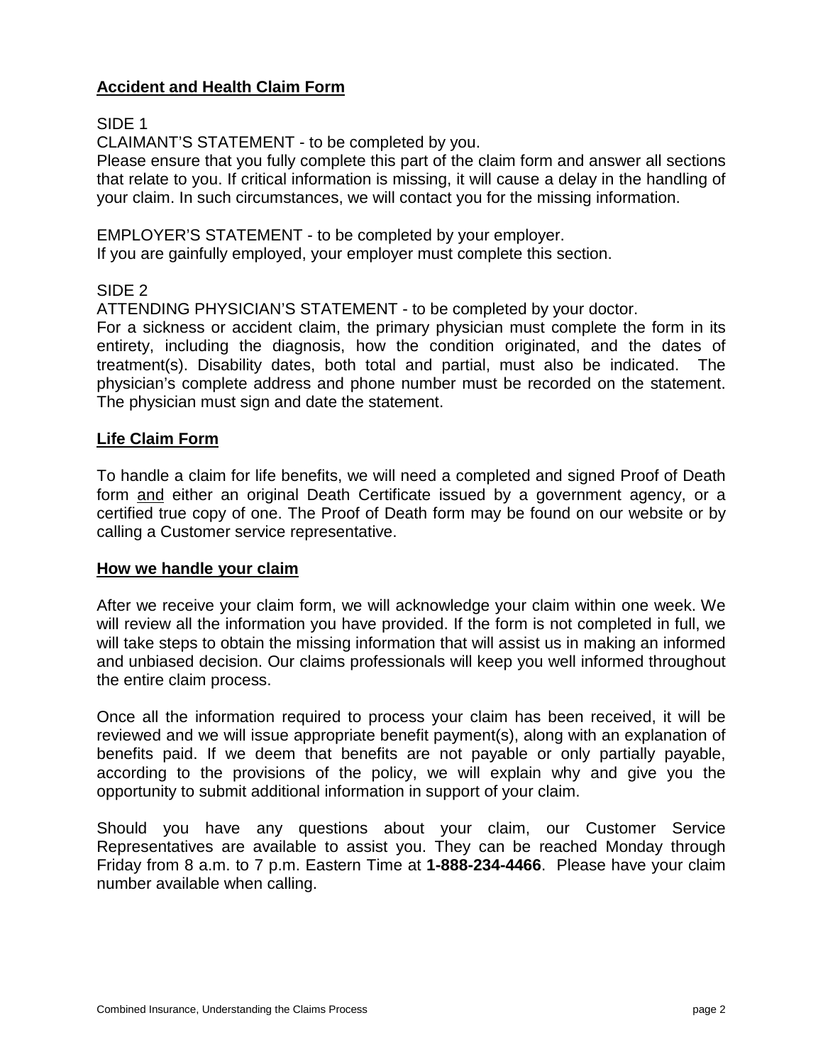## **Accident and Health Claim Form**

SIDE 1

CLAIMANT'S STATEMENT - to be completed by you.

Please ensure that you fully complete this part of the claim form and answer all sections that relate to you. If critical information is missing, it will cause a delay in the handling of your claim. In such circumstances, we will contact you for the missing information.

EMPLOYER'S STATEMENT - to be completed by your employer.

If you are gainfully employed, your employer must complete this section.

SIDE 2

ATTENDING PHYSICIAN'S STATEMENT - to be completed by your doctor.

For a sickness or accident claim, the primary physician must complete the form in its entirety, including the diagnosis, how the condition originated, and the dates of treatment(s). Disability dates, both total and partial, must also be indicated. The physician's complete address and phone number must be recorded on the statement. The physician must sign and date the statement.

## **Life Claim Form**

To handle a claim for life benefits, we will need a completed and signed Proof of Death form <u>and</u> either an original Death Certificate issued by a government agency, or a certified true copy of one. The Proof of Death form may be found on our website or by calling a Customer service representative.

## **How we handle your claim**

After we receive your claim form, we will acknowledge your claim within one week. We will review all the information you have provided. If the form is not completed in full, we will take steps to obtain the missing information that will assist us in making an informed and unbiased decision. Our claims professionals will keep you well informed throughout the entire claim process.

Once all the information required to process your claim has been received, it will be reviewed and we will issue appropriate benefit payment(s), along with an explanation of benefits paid. If we deem that benefits are not payable or only partially payable, according to the provisions of the policy, we will explain why and give you the opportunity to submit additional information in support of your claim.

Should you have any questions about your claim, our Customer Service Representatives are available to assist you. They can be reached Monday through Friday from 8 a.m. to 7 p.m. Eastern Time at **1-888-234-4466**. Please have your claim number available when calling.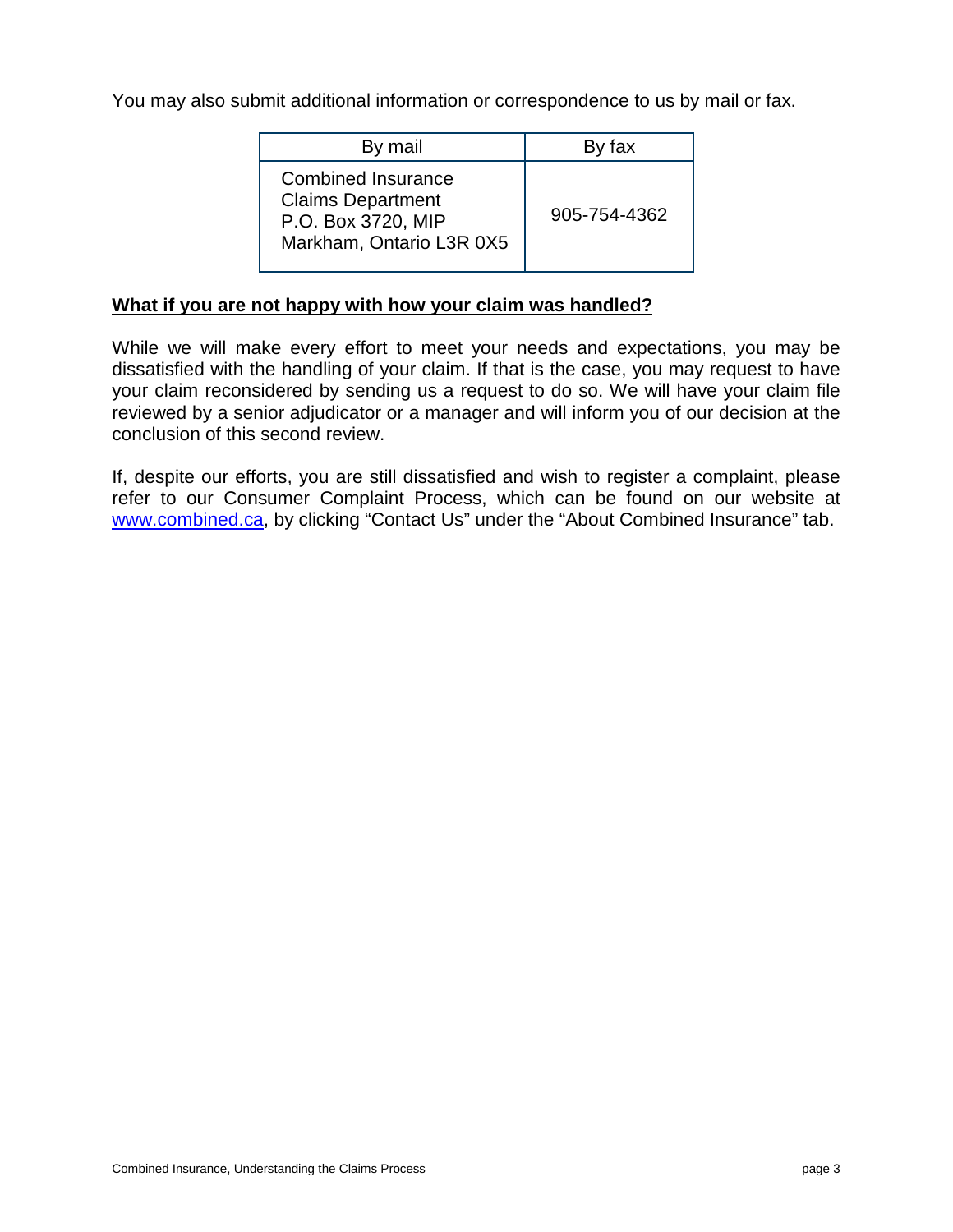You may also submit additional information or correspondence to us by mail or fax.

| By mail | By fax |
|---|---|
| Combined Insurance<br>Claims Department<br>P.O. Box 3720, MIP<br>Markham, Ontario L3R 0X5 | 905-754-4362 |

## **What if you are not happy with how your claim was handled?**

While we will make every effort to meet your needs and expectations, you may be dissatisfied with the handling of your claim. If that is the case, you may request to have your claim reconsidered by sending us a request to do so. We will have your claim file reviewed by a senior adjudicator or a manager and will inform you of our decision at the conclusion of this second review.

If, despite our efforts, you are still dissatisfied and wish to register a complaint, please refer to our Consumer Complaint Process, which can be found on our website at www.combined.ca, by clicking "Contact Us" under the "About Combined Insurance" tab.